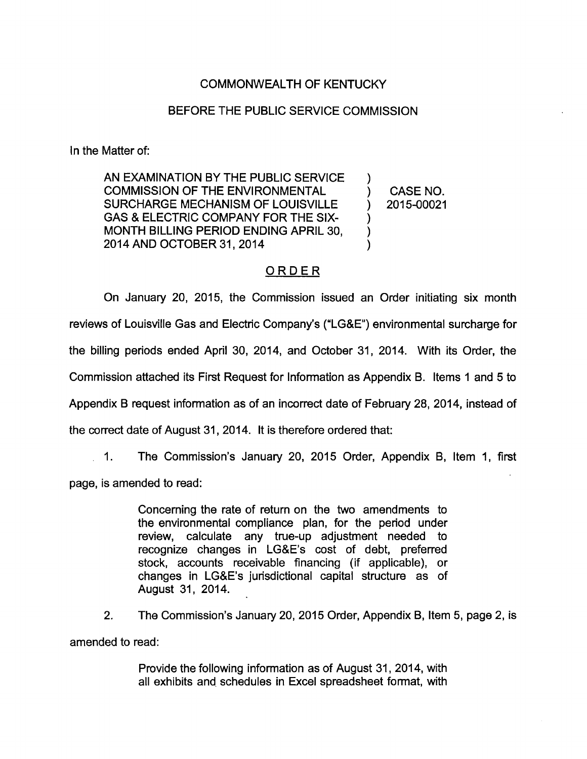COMMONWEALTH OF KENTUCKY

BEFORE THE PUBLIC SERVICE COMMISSION

In the Matter of:

| | | |
|---|---|---|
| AN EXAMINATION BY THE PUBLIC SERVICE COMMISSION OF THE ENVIRONMENTAL SURCHARGE MECHANISM OF LOUISVILLE GAS & ELECTRIC COMPANY FOR THE SIX-MONTH BILLING PERIOD ENDING APRIL 30, 2014 AND OCTOBER 31, 2014 | ) ) ) ) ) ) | CASE NO. 2015-00021 |

## ORDER

On January 20, 2015, the Commission issued an Order initiating six month reviews of Louisville Gas and Electric Company's ("LG&E") environmental surcharge for the billing periods ended April 30, 2014, and October 31, 2014. With its Order, the Commission attached its First Request for Information as Appendix B. Items 1 and 5 to Appendix B request information as of an incorrect date of February 28, 2014, instead of the correct date of August 31, 2014. It is therefore ordered that:

1. The Commission's January 20, 2015 Order, Appendix B, Item 1, first page, is amended to read:

> Concerning the rate of return on the two amendments to the environmental compliance plan, for the period under review, calculate any true-up adjustment needed to recognize changes in LG&E's cost of debt, preferred stock, accounts receivable financing (if applicable), or changes in LG&E's jurisdictional capital structure as of August 31, 2014.

2. The Commission's January 20, 2015 Order, Appendix B, Item 5, page 2, is amended to read:

> Provide the following information as of August 31, 2014, with all exhibits and schedules in Excel spreadsheet format, with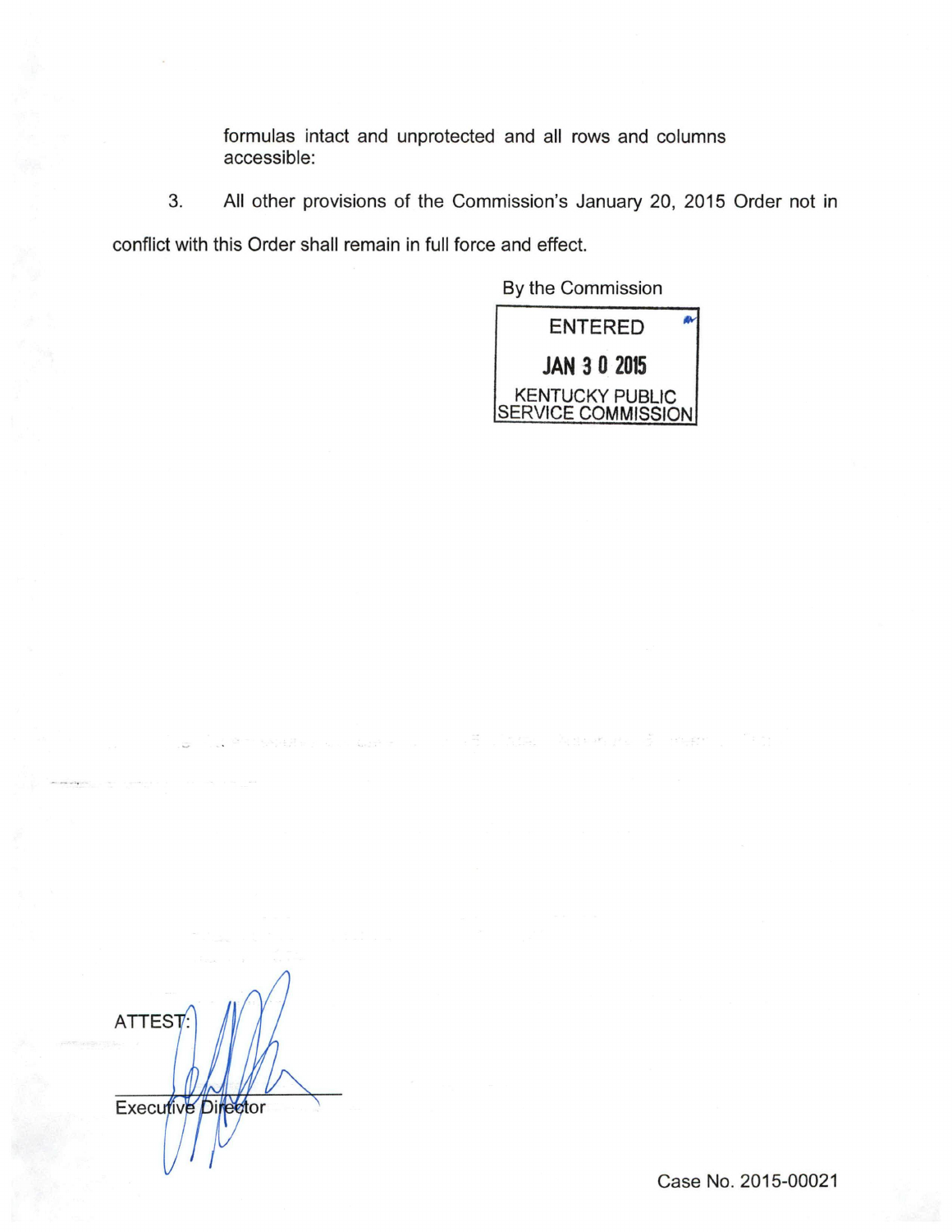formulas intact and unprotected and all rows and columns accessible:

3. All other provisions of the Commission's January 20, 2015 Order not in conflict with this Order shall remain in full force and effect.

By the Commission

ENTERED

JAN 3 0 2015

KENTUCKY PUBLIC SERVICE COMMISSION

ATTEST:

Executive Director

Case No. 2015-00021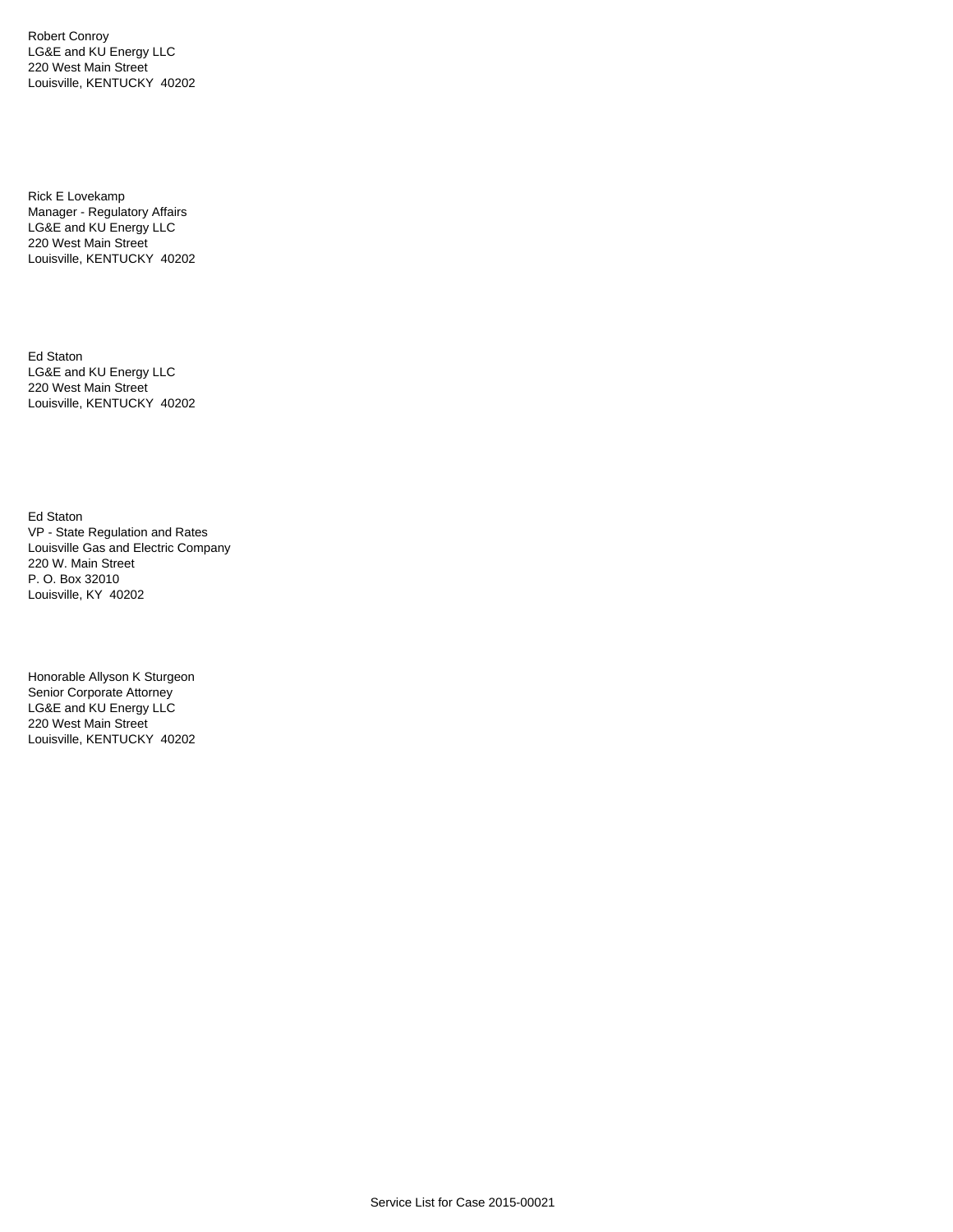Robert Conroy
LG&E and KU Energy LLC
220 West Main Street
Louisville, KENTUCKY  40202

Rick E Lovekamp
Manager - Regulatory Affairs
LG&E and KU Energy LLC
220 West Main Street
Louisville, KENTUCKY  40202

Ed Staton
LG&E and KU Energy LLC
220 West Main Street
Louisville, KENTUCKY  40202

Ed Staton
VP - State Regulation and Rates
Louisville Gas and Electric Company
220 W. Main Street
P. O. Box 32010
Louisville, KY  40202

Honorable Allyson K Sturgeon
Senior Corporate Attorney
LG&E and KU Energy LLC
220 West Main Street
Louisville, KENTUCKY  40202

Service List for Case 2015-00021